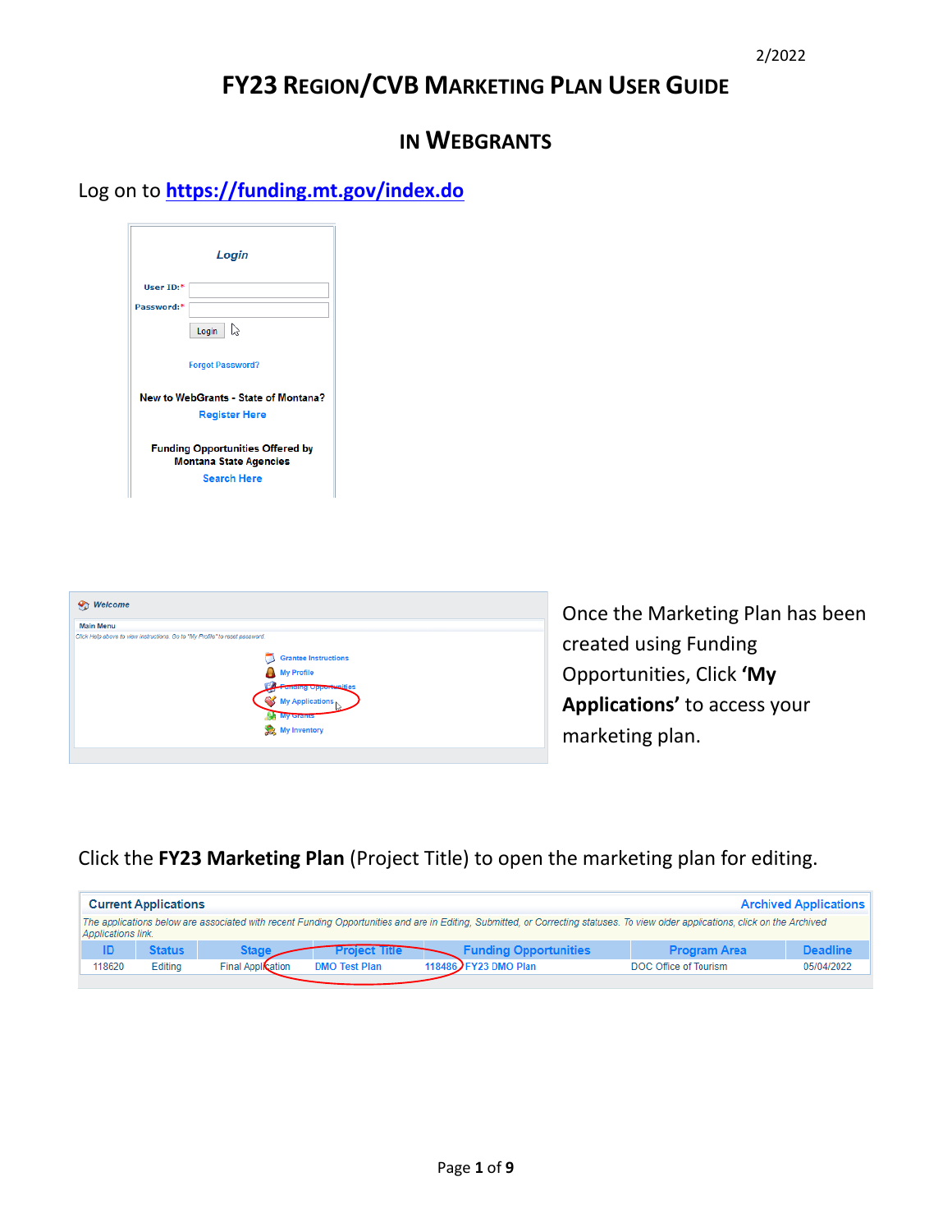2/2022

# FY23 Region/CVB Marketing Plan User Guide

## in WebGrants

Log on to **https://funding.mt.gov/index.do**

**Login**

User ID:*

Password:*

Login

Forgot Password?

New to WebGrants - State of Montana?

Register Here

Funding Opportunities Offered by Montana State Agencies

Search Here

**Welcome**

Main Menu

Click Help above to view instructions. Go to "My Profile" to reset password.

- Grantee Instructions
- My Profile
- Funding Opportunities
- My Applications
- My Grants
- My Inventory

Once the Marketing Plan has been created using Funding Opportunities, Click **'My Applications'** to access your marketing plan.

Click the **FY23 Marketing Plan** (Project Title) to open the marketing plan for editing.

**Current Applications** — Archived Applications

*The applications below are associated with recent Funding Opportunities and are in Editing, Submitted, or Correcting statuses. To view older applications, click on the Archived Applications link.*

| ID | Status | Stage | Project Title | Funding Opportunities | Program Area | Deadline |
|---|---|---|---|---|---|---|
| 118620 | Editing | Final Application | DMO Test Plan | 118486 FY23 DMO Plan | DOC Office of Tourism | 05/04/2022 |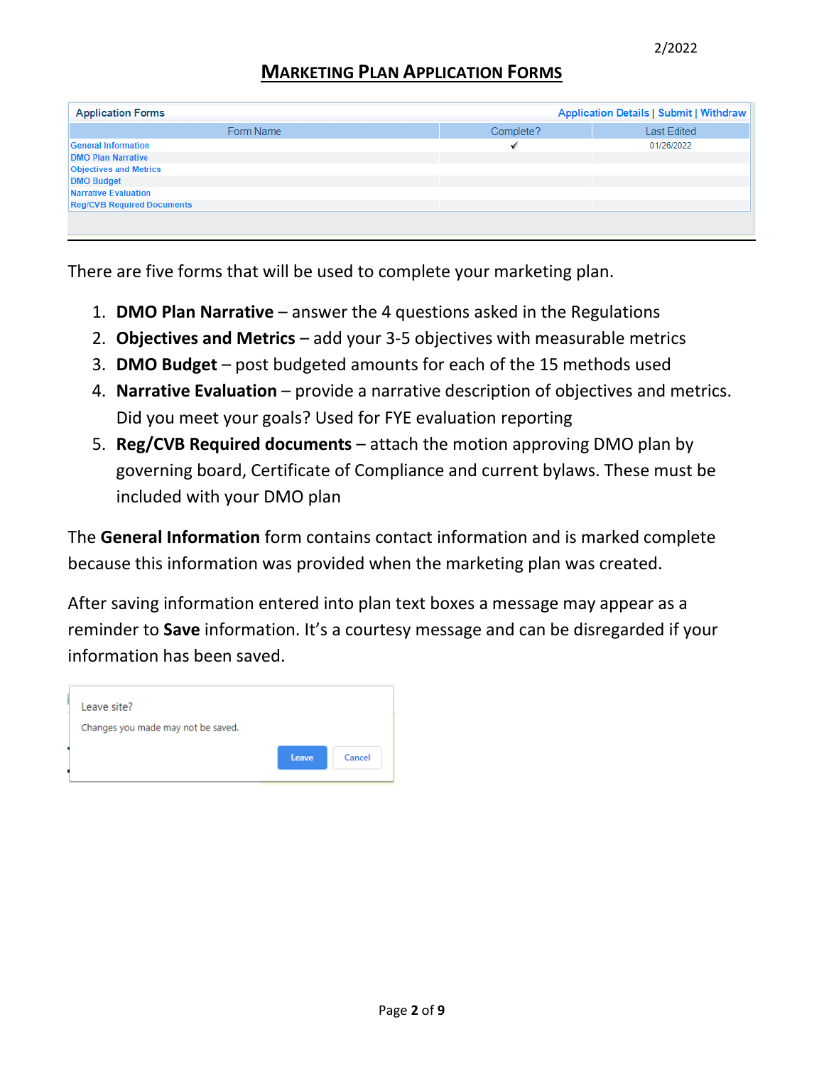2/2022

# Marketing Plan Application Forms

| Form Name | Complete? | Last Edited |
|---|---|---|
| General Information | ✓ | 01/26/2022 |
| DMO Plan Narrative | | |
| Objectives and Metrics | | |
| DMO Budget | | |
| Narrative Evaluation | | |
| Reg/CVB Required Documents | | |

There are five forms that will be used to complete your marketing plan.

1. **DMO Plan Narrative** – answer the 4 questions asked in the Regulations
2. **Objectives and Metrics** – add your 3-5 objectives with measurable metrics
3. **DMO Budget** – post budgeted amounts for each of the 15 methods used
4. **Narrative Evaluation** – provide a narrative description of objectives and metrics. Did you meet your goals? Used for FYE evaluation reporting
5. **Reg/CVB Required documents** – attach the motion approving DMO plan by governing board, Certificate of Compliance and current bylaws. These must be included with your DMO plan

The **General Information** form contains contact information and is marked complete because this information was provided when the marketing plan was created.

After saving information entered into plan text boxes a message may appear as a reminder to **Save** information. It's a courtesy message and can be disregarded if your information has been saved.

Leave site?

Changes you made may not be saved.

Leave | Cancel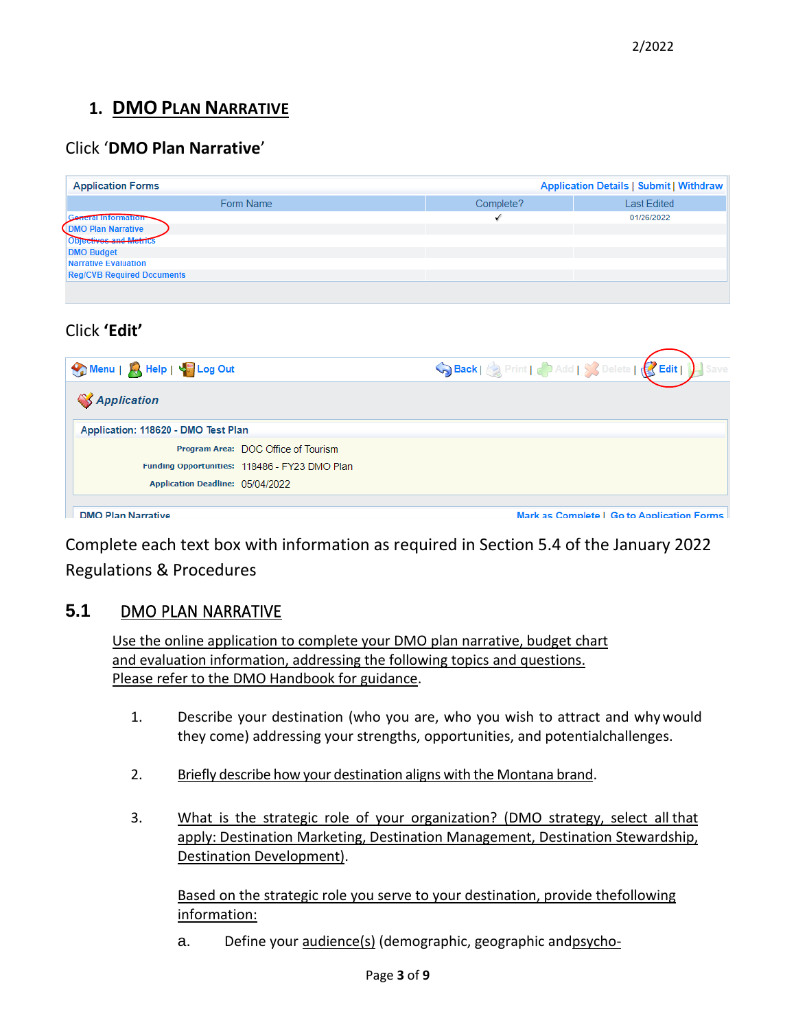2/2022

# 1. DMO Plan Narrative

Click '**DMO Plan Narrative**'

| Application Forms | | Application Details \| Submit \| Withdraw |
|---|---|---|
| Form Name | Complete? | Last Edited |
| General Information | ✓ | 01/26/2022 |
| DMO Plan Narrative | | |
| Objectives and Metrics | | |
| DMO Budget | | |
| Narrative Evaluation | | |
| Reg/CVB Required Documents | | |

Click **'Edit'**

Menu | Help | Log Out    Back | Print | Add | Delete | Edit | Save

*Application*

Application: 118620 - DMO Test Plan

**Program Area:** DOC Office of Tourism

**Funding Opportunities:** 118486 - FY23 DMO Plan

**Application Deadline:** 05/04/2022

DMO Plan Narrative    Mark as Complete | Go to Application Forms

Complete each text box with information as required in Section 5.4 of the January 2022 Regulations & Procedures

## 5.1 DMO PLAN NARRATIVE

Use the online application to complete your DMO plan narrative, budget chart and evaluation information, addressing the following topics and questions. Please refer to the DMO Handbook for guidance.

1. Describe your destination (who you are, who you wish to attract and why would they come) addressing your strengths, opportunities, and potential challenges.

2. Briefly describe how your destination aligns with the Montana brand.

3. What is the strategic role of your organization? (DMO strategy, select all that apply: Destination Marketing, Destination Management, Destination Stewardship, Destination Development).

   Based on the strategic role you serve to your destination, provide the following information:

   a. Define your audience(s) (demographic, geographic and psycho-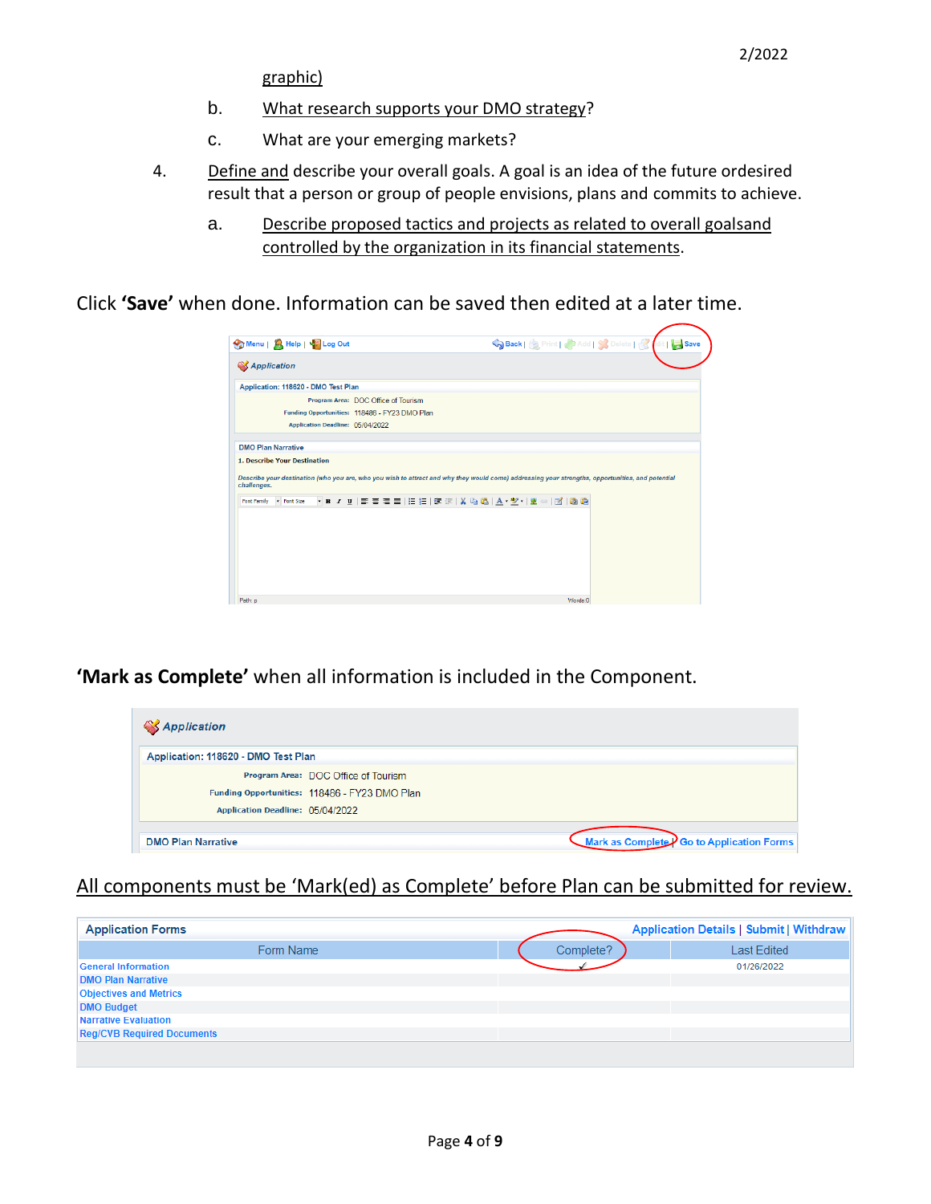graphic)

   b. What research supports your DMO strategy?

   c. What are your emerging markets?

4. Define and describe your overall goals. A goal is an idea of the future ordesired result that a person or group of people envisions, plans and commits to achieve.

   a. Describe proposed tactics and projects as related to overall goalsand controlled by the organization in its financial statements.

Click **'Save'** when done. Information can be saved then edited at a later time.

**'Mark as Complete'** when all information is included in the Component.

All components must be 'Mark(ed) as Complete' before Plan can be submitted for review.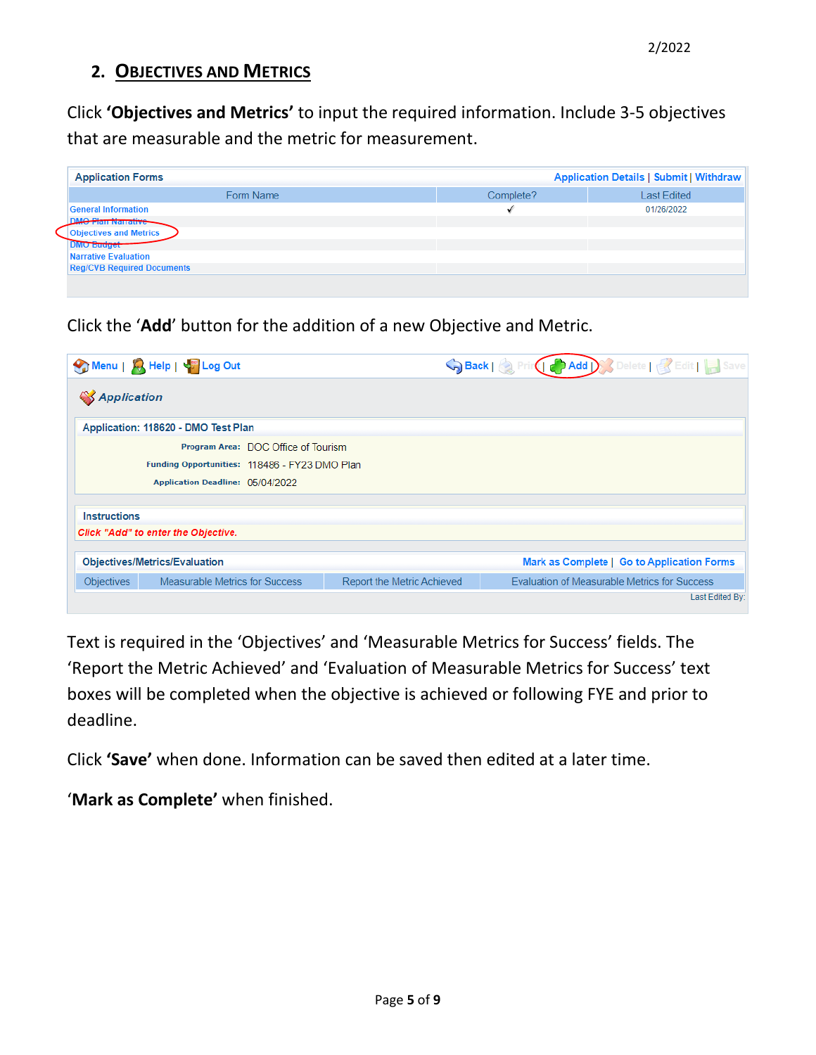## 2. Objectives and Metrics

Click **'Objectives and Metrics'** to input the required information. Include 3-5 objectives that are measurable and the metric for measurement.

Application Forms — Application Details | Submit | Withdraw

| Form Name | Complete? | Last Edited |
|---|---|---|
| General Information | ✓ | 01/26/2022 |
| DMO Plan Narrative | | |
| Objectives and Metrics | | |
| DMO Budget | | |
| Narrative Evaluation | | |
| Reg/CVB Required Documents | | |

Click the '**Add**' button for the addition of a new Objective and Metric.

Menu | Help | Log Out — Back | Print | Add | Delete | Edit | Save

*Application*

Application: 118620 - DMO Test Plan

**Program Area:** DOC Office of Tourism
**Funding Opportunities:** 118486 - FY23 DMO Plan
**Application Deadline:** 05/04/2022

Instructions

*Click "Add" to enter the Objective.*

Objectives/Metrics/Evaluation — Mark as Complete | Go to Application Forms

| Objectives | Measurable Metrics for Success | Report the Metric Achieved | Evaluation of Measurable Metrics for Success |
|---|---|---|---|

Last Edited By:

Text is required in the 'Objectives' and 'Measurable Metrics for Success' fields. The 'Report the Metric Achieved' and 'Evaluation of Measurable Metrics for Success' text boxes will be completed when the objective is achieved or following FYE and prior to deadline.

Click **'Save'** when done. Information can be saved then edited at a later time.

'**Mark as Complete'** when finished.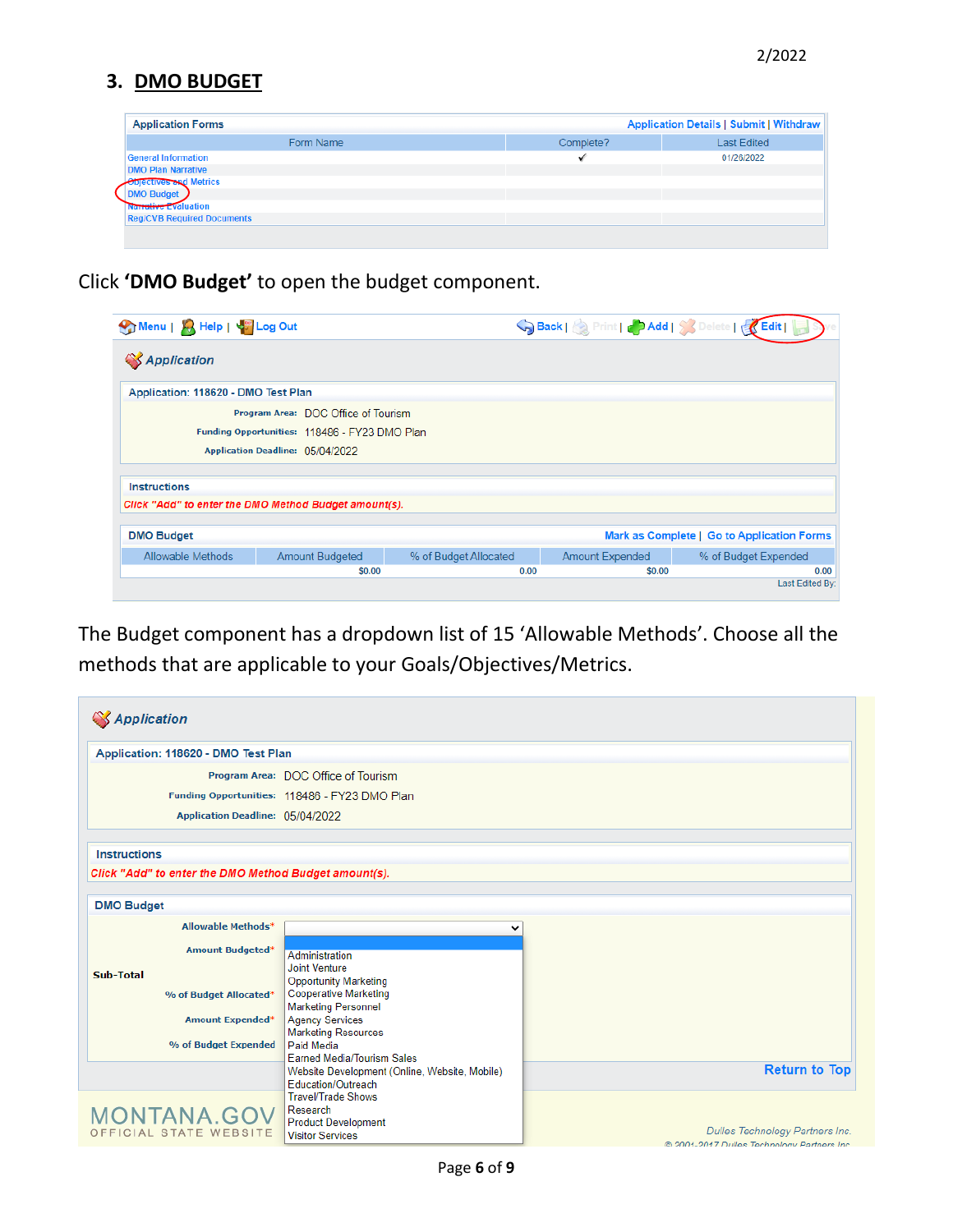2/2022

## 3. DMO BUDGET

| Form Name | Complete? | Last Edited |
|---|---|---|
| General Information | ✓ | 01/26/2022 |
| DMO Plan Narrative | | |
| Objectives and Metrics | | |
| DMO Budget | | |
| Narrative Evaluation | | |
| Reg/CVB Required Documents | | |

Click **'DMO Budget'** to open the budget component.

Application: 118620 - DMO Test Plan

Program Area: DOC Office of Tourism

Funding Opportunities: 118486 - FY23 DMO Plan

Application Deadline: 05/04/2022

Instructions

*Click "Add" to enter the DMO Method Budget amount(s).*

DMO Budget

| Allowable Methods | Amount Budgeted | % of Budget Allocated | Amount Expended | % of Budget Expended |
|---|---|---|---|---|
| | $0.00 | 0.00 | $0.00 | 0.00 |

The Budget component has a dropdown list of 15 'Allowable Methods'. Choose all the methods that are applicable to your Goals/Objectives/Metrics.

Application: 118620 - DMO Test Plan

Program Area: DOC Office of Tourism

Funding Opportunities: 118486 - FY23 DMO Plan

Application Deadline: 05/04/2022

Instructions

*Click "Add" to enter the DMO Method Budget amount(s).*

DMO Budget

Allowable Methods*

Amount Budgeted*

Sub-Total

% of Budget Allocated*

Amount Expended*

% of Budget Expended

- Administration
- Joint Venture
- Opportunity Marketing
- Cooperative Marketing
- Marketing Personnel
- Agency Services
- Marketing Resources
- Paid Media
- Earned Media/Tourism Sales
- Website Development (Online, Website, Mobile)
- Education/Outreach
- Travel/Trade Shows
- Research
- Product Development
- Visitor Services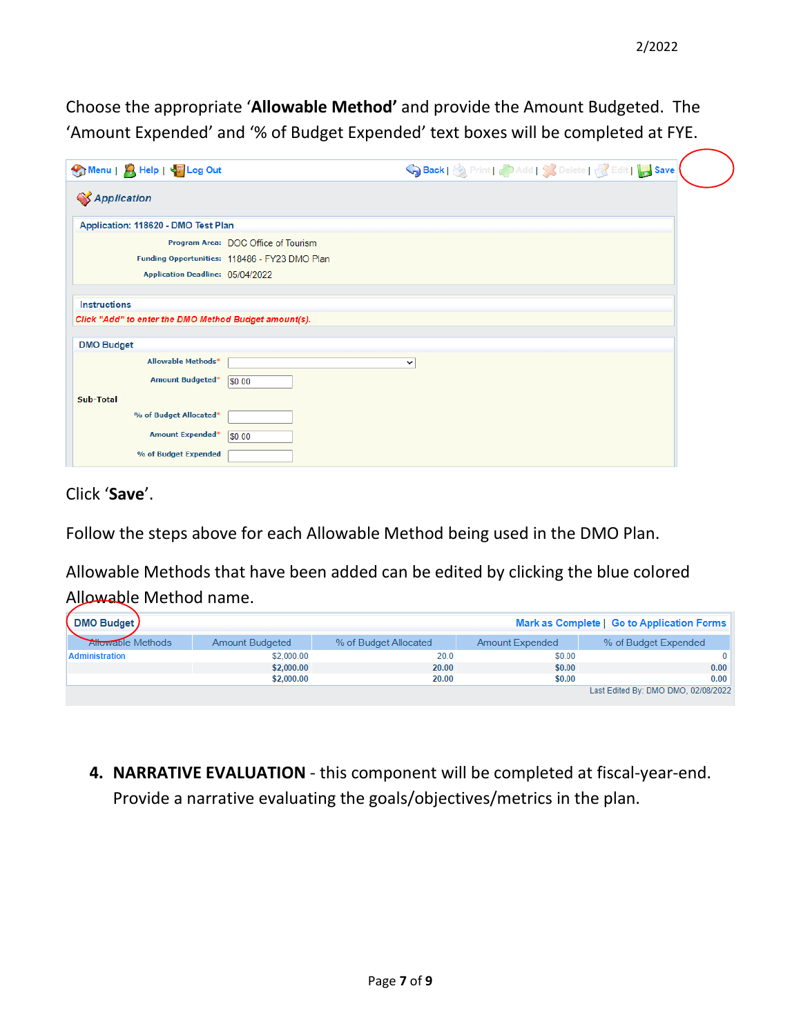Choose the appropriate '**Allowable Method'** and provide the Amount Budgeted. The 'Amount Expended' and '% of Budget Expended' text boxes will be completed at FYE.

Menu | Help | Log Out    Back | Print | Add | Delete | Edit | Save

*Application*

Application: 118620 - DMO Test Plan

Program Area: DOC Office of Tourism
Funding Opportunities: 118486 - FY23 DMO Plan
Application Deadline: 05/04/2022

Instructions

*Click "Add" to enter the DMO Method Budget amount(s).*

DMO Budget

Allowable Methods*
Amount Budgeted* $0.00
Sub-Total
% of Budget Allocated*
Amount Expended* $0.00
% of Budget Expended

Click '**Save**'.

Follow the steps above for each Allowable Method being used in the DMO Plan.

Allowable Methods that have been added can be edited by clicking the blue colored Allowable Method name.

DMO Budget    Mark as Complete | Go to Application Forms

| Allowable Methods | Amount Budgeted | % of Budget Allocated | Amount Expended | % of Budget Expended |
|---|---|---|---|---|
| Administration | $2,000.00 | 20.0 | $0.00 | 0 |
| | **$2,000.00** | **20.00** | **$0.00** | **0.00** |
| | **$2,000.00** | **20.00** | **$0.00** | **0.00** |

Last Edited By: DMO DMO, 02/08/2022

4. **NARRATIVE EVALUATION** - this component will be completed at fiscal-year-end. Provide a narrative evaluating the goals/objectives/metrics in the plan.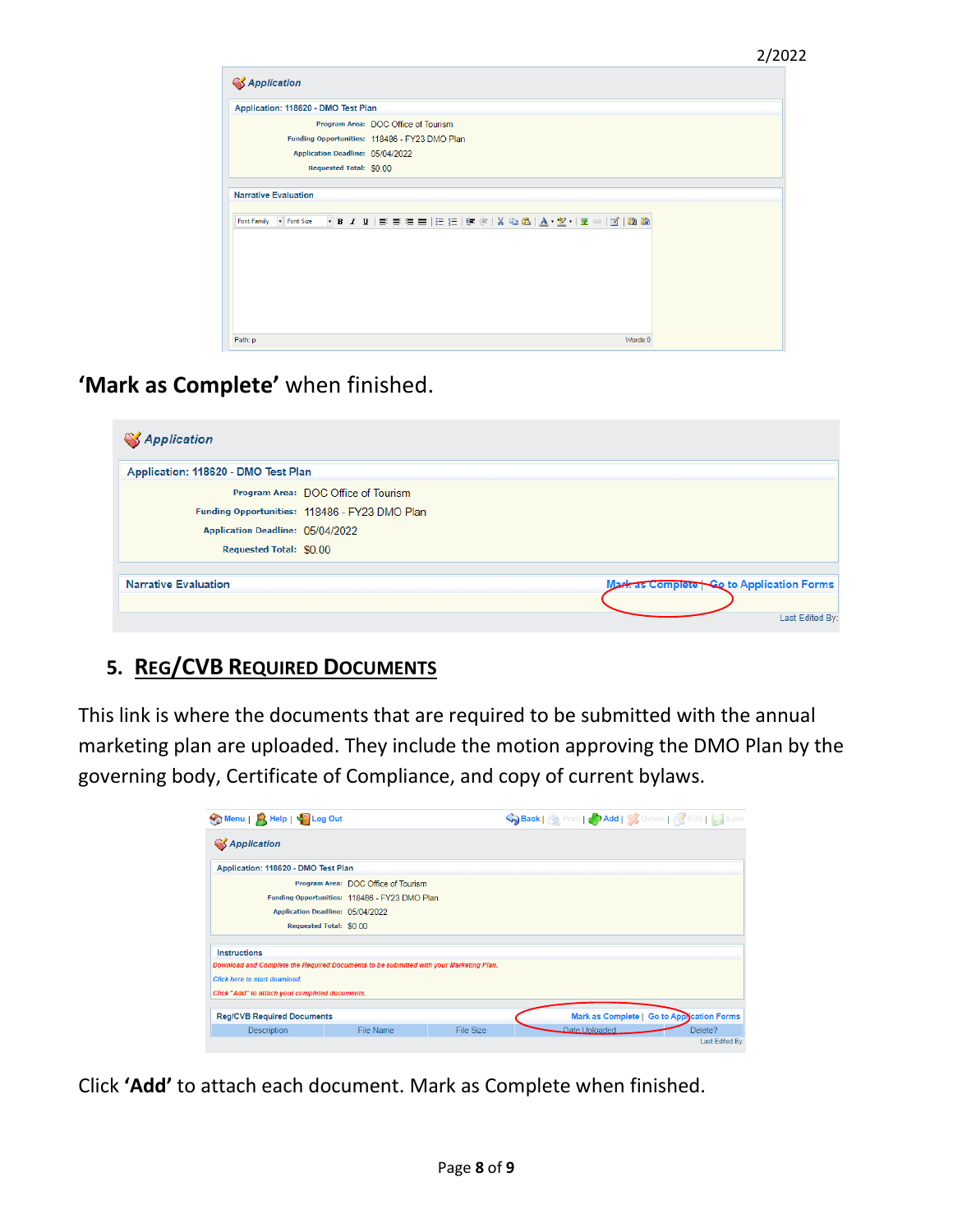**Application**

Application: 118620 - DMO Test Plan

Program Area: DOC Office of Tourism
Funding Opportunities: 118486 - FY23 DMO Plan
Application Deadline: 05/04/2022
Requested Total: $0.00

Narrative Evaluation

Path: p Words:0

**'Mark as Complete'** when finished.

**Application**

Application: 118620 - DMO Test Plan

Program Area: DOC Office of Tourism
Funding Opportunities: 118486 - FY23 DMO Plan
Application Deadline: 05/04/2022
Requested Total: $0.00

Narrative Evaluation — Mark as Complete | Go to Application Forms

Last Edited By:

## 5. REG/CVB REQUIRED DOCUMENTS

This link is where the documents that are required to be submitted with the annual marketing plan are uploaded. They include the motion approving the DMO Plan by the governing body, Certificate of Compliance, and copy of current bylaws.

Menu | Help | Log Out — Back | Print | Add | Delete | Edit | Save

**Application**

Application: 118620 - DMO Test Plan

Program Area: DOC Office of Tourism
Funding Opportunities: 118486 - FY23 DMO Plan
Application Deadline: 05/04/2022
Requested Total: $0.00

Instructions

*Download and Complete the Required Documents to be submitted with your Marketing Plan.*
*Click here to start download.*
*Click "Add" to attach your completed documents.*

Reg/CVB Required Documents — Mark as Complete | Go to Application Forms

| Description | File Name | File Size | Date Uploaded | Delete? |
|---|---|---|---|---|

Last Edited By

Click **'Add'** to attach each document. Mark as Complete when finished.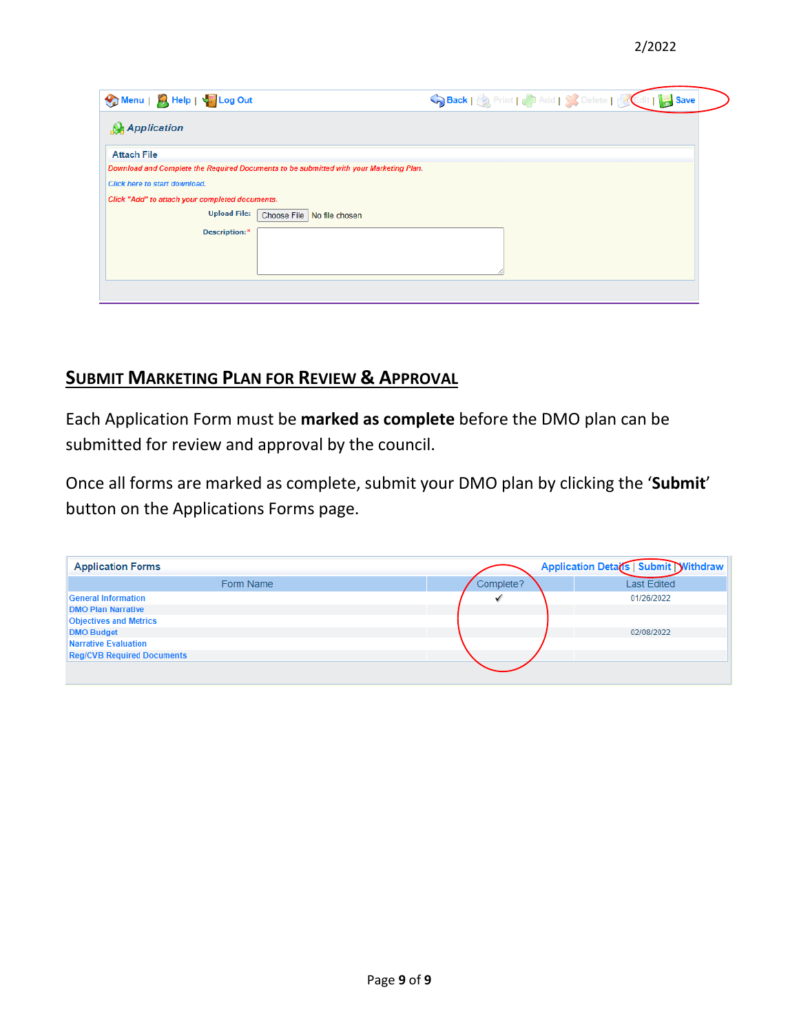## SUBMIT MARKETING PLAN FOR REVIEW & APPROVAL

Each Application Form must be **marked as complete** before the DMO plan can be submitted for review and approval by the council.

Once all forms are marked as complete, submit your DMO plan by clicking the '**Submit**' button on the Applications Forms page.